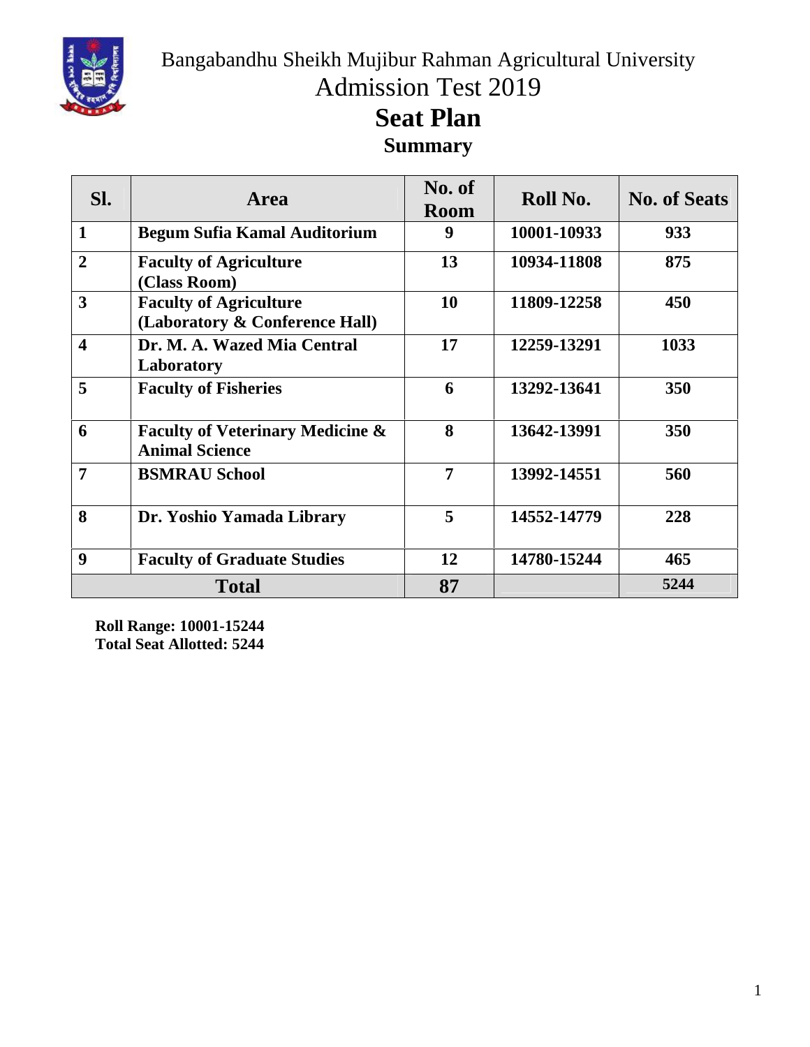Bangabandhu Sheikh Mujibur Rahman Agricultural University

Admission Test 2019

# Seat Plan

## Summary

| Sl. | Area | No. of Room | Roll No. | No. of Seats |
|---|---|---|---|---|
| 1 | Begum Sufia Kamal Auditorium | 9 | 10001-10933 | 933 |
| 2 | Faculty of Agriculture (Class Room) | 13 | 10934-11808 | 875 |
| 3 | Faculty of Agriculture (Laboratory & Conference Hall) | 10 | 11809-12258 | 450 |
| 4 | Dr. M. A. Wazed Mia Central Laboratory | 17 | 12259-13291 | 1033 |
| 5 | Faculty of Fisheries | 6 | 13292-13641 | 350 |
| 6 | Faculty of Veterinary Medicine & Animal Science | 8 | 13642-13991 | 350 |
| 7 | BSMRAU School | 7 | 13992-14551 | 560 |
| 8 | Dr. Yoshio Yamada Library | 5 | 14552-14779 | 228 |
| 9 | Faculty of Graduate Studies | 12 | 14780-15244 | 465 |
| **Total** | | 87 | | 5244 |

**Roll Range: 10001-15244**
**Total Seat Allotted: 5244**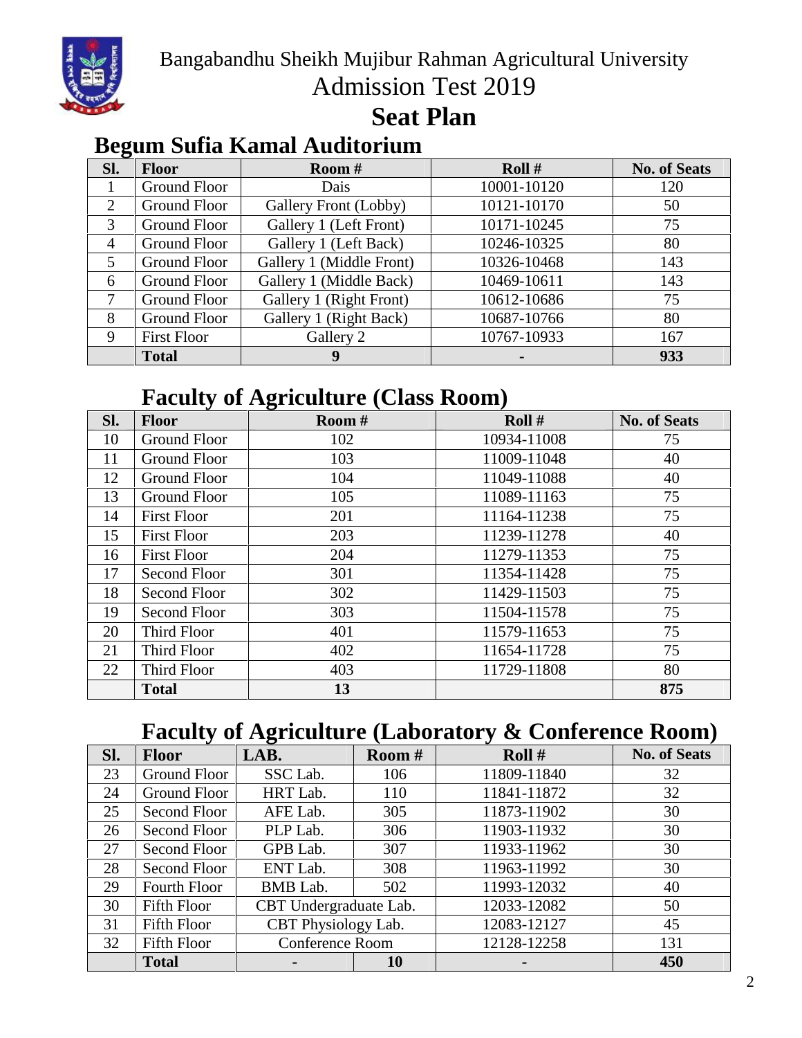Bangabandhu Sheikh Mujibur Rahman Agricultural University

Admission Test 2019

# Seat Plan

## Begum Sufia Kamal Auditorium

| Sl. | Floor | Room # | Roll # | No. of Seats |
|---|---|---|---|---|
| 1 | Ground Floor | Dais | 10001-10120 | 120 |
| 2 | Ground Floor | Gallery Front (Lobby) | 10121-10170 | 50 |
| 3 | Ground Floor | Gallery 1 (Left Front) | 10171-10245 | 75 |
| 4 | Ground Floor | Gallery 1 (Left Back) | 10246-10325 | 80 |
| 5 | Ground Floor | Gallery 1 (Middle Front) | 10326-10468 | 143 |
| 6 | Ground Floor | Gallery 1 (Middle Back) | 10469-10611 | 143 |
| 7 | Ground Floor | Gallery 1 (Right Front) | 10612-10686 | 75 |
| 8 | Ground Floor | Gallery 1 (Right Back) | 10687-10766 | 80 |
| 9 | First Floor | Gallery 2 | 10767-10933 | 167 |
| | **Total** | **9** | **-** | **933** |

## Faculty of Agriculture (Class Room)

| Sl. | Floor | Room # | Roll # | No. of Seats |
|---|---|---|---|---|
| 10 | Ground Floor | 102 | 10934-11008 | 75 |
| 11 | Ground Floor | 103 | 11009-11048 | 40 |
| 12 | Ground Floor | 104 | 11049-11088 | 40 |
| 13 | Ground Floor | 105 | 11089-11163 | 75 |
| 14 | First Floor | 201 | 11164-11238 | 75 |
| 15 | First Floor | 203 | 11239-11278 | 40 |
| 16 | First Floor | 204 | 11279-11353 | 75 |
| 17 | Second Floor | 301 | 11354-11428 | 75 |
| 18 | Second Floor | 302 | 11429-11503 | 75 |
| 19 | Second Floor | 303 | 11504-11578 | 75 |
| 20 | Third Floor | 401 | 11579-11653 | 75 |
| 21 | Third Floor | 402 | 11654-11728 | 75 |
| 22 | Third Floor | 403 | 11729-11808 | 80 |
| | **Total** | **13** | | **875** |

## Faculty of Agriculture (Laboratory & Conference Room)

| Sl. | Floor | LAB. | Room # | Roll # | No. of Seats |
|---|---|---|---|---|---|
| 23 | Ground Floor | SSC Lab. | 106 | 11809-11840 | 32 |
| 24 | Ground Floor | HRT Lab. | 110 | 11841-11872 | 32 |
| 25 | Second Floor | AFE Lab. | 305 | 11873-11902 | 30 |
| 26 | Second Floor | PLP Lab. | 306 | 11903-11932 | 30 |
| 27 | Second Floor | GPB Lab. | 307 | 11933-11962 | 30 |
| 28 | Second Floor | ENT Lab. | 308 | 11963-11992 | 30 |
| 29 | Fourth Floor | BMB Lab. | 502 | 11993-12032 | 40 |
| 30 | Fifth Floor | CBT Undergraduate Lab. | | 12033-12082 | 50 |
| 31 | Fifth Floor | CBT Physiology Lab. | | 12083-12127 | 45 |
| 32 | Fifth Floor | Conference Room | | 12128-12258 | 131 |
| | **Total** | **-** | **10** | **-** | **450** |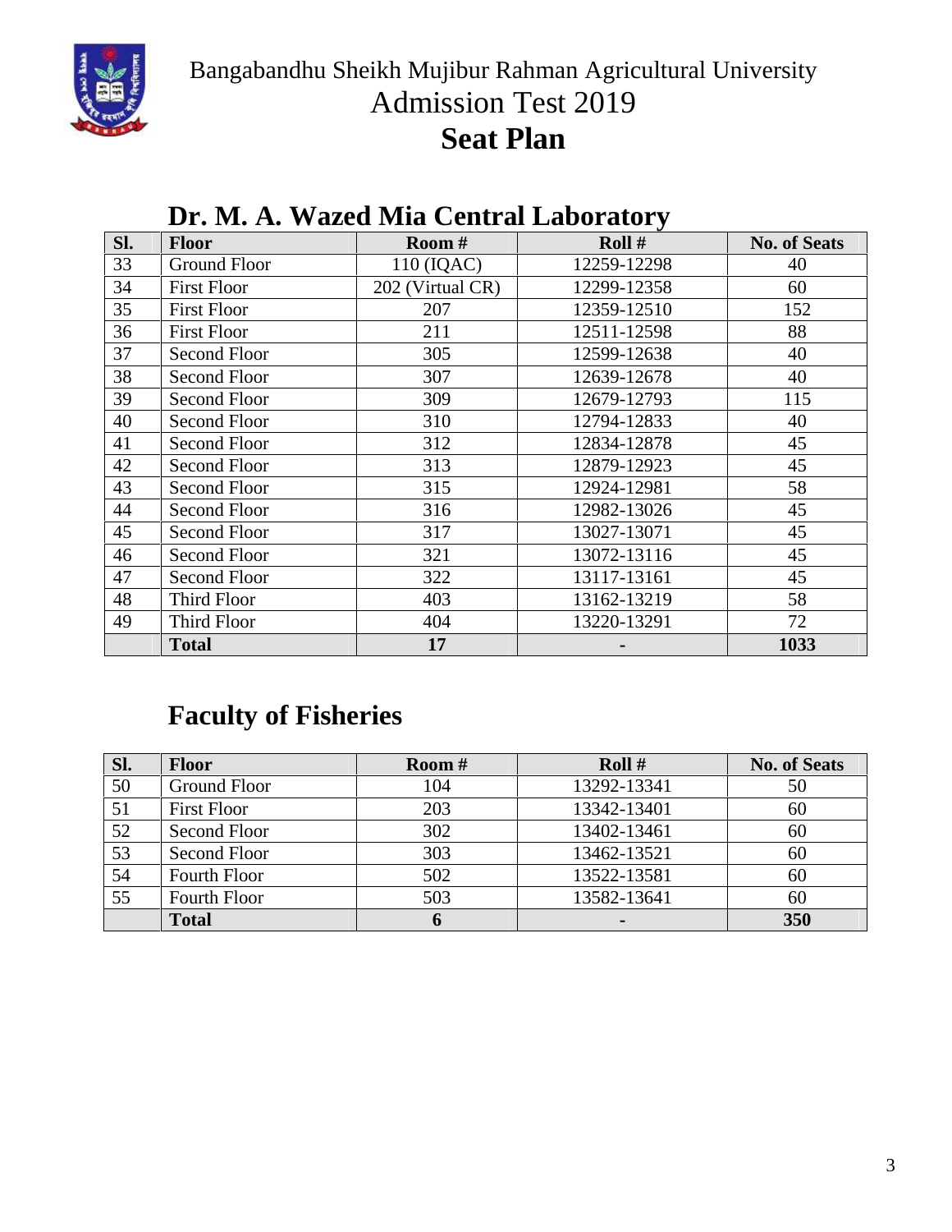Bangabandhu Sheikh Mujibur Rahman Agricultural University

Admission Test 2019

# Seat Plan

## Dr. M. A. Wazed Mia Central Laboratory

| Sl. | Floor | Room # | Roll # | No. of Seats |
|---|---|---|---|---|
| 33 | Ground Floor | 110 (IQAC) | 12259-12298 | 40 |
| 34 | First Floor | 202 (Virtual CR) | 12299-12358 | 60 |
| 35 | First Floor | 207 | 12359-12510 | 152 |
| 36 | First Floor | 211 | 12511-12598 | 88 |
| 37 | Second Floor | 305 | 12599-12638 | 40 |
| 38 | Second Floor | 307 | 12639-12678 | 40 |
| 39 | Second Floor | 309 | 12679-12793 | 115 |
| 40 | Second Floor | 310 | 12794-12833 | 40 |
| 41 | Second Floor | 312 | 12834-12878 | 45 |
| 42 | Second Floor | 313 | 12879-12923 | 45 |
| 43 | Second Floor | 315 | 12924-12981 | 58 |
| 44 | Second Floor | 316 | 12982-13026 | 45 |
| 45 | Second Floor | 317 | 13027-13071 | 45 |
| 46 | Second Floor | 321 | 13072-13116 | 45 |
| 47 | Second Floor | 322 | 13117-13161 | 45 |
| 48 | Third Floor | 403 | 13162-13219 | 58 |
| 49 | Third Floor | 404 | 13220-13291 | 72 |
| | **Total** | **17** | **-** | **1033** |

## Faculty of Fisheries

| Sl. | Floor | Room # | Roll # | No. of Seats |
|---|---|---|---|---|
| 50 | Ground Floor | 104 | 13292-13341 | 50 |
| 51 | First Floor | 203 | 13342-13401 | 60 |
| 52 | Second Floor | 302 | 13402-13461 | 60 |
| 53 | Second Floor | 303 | 13462-13521 | 60 |
| 54 | Fourth Floor | 502 | 13522-13581 | 60 |
| 55 | Fourth Floor | 503 | 13582-13641 | 60 |
| | **Total** | **6** | **-** | **350** |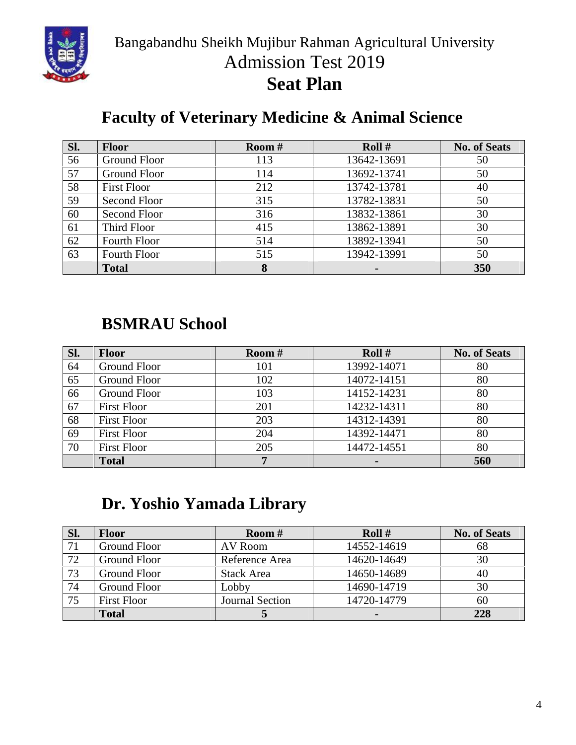Bangabandhu Sheikh Mujibur Rahman Agricultural University

Admission Test 2019

# Seat Plan

## Faculty of Veterinary Medicine & Animal Science

| Sl. | Floor | Room # | Roll # | No. of Seats |
|---|---|---|---|---|
| 56 | Ground Floor | 113 | 13642-13691 | 50 |
| 57 | Ground Floor | 114 | 13692-13741 | 50 |
| 58 | First Floor | 212 | 13742-13781 | 40 |
| 59 | Second Floor | 315 | 13782-13831 | 50 |
| 60 | Second Floor | 316 | 13832-13861 | 30 |
| 61 | Third Floor | 415 | 13862-13891 | 30 |
| 62 | Fourth Floor | 514 | 13892-13941 | 50 |
| 63 | Fourth Floor | 515 | 13942-13991 | 50 |
| | **Total** | **8** | **-** | **350** |

## BSMRAU School

| Sl. | Floor | Room # | Roll # | No. of Seats |
|---|---|---|---|---|
| 64 | Ground Floor | 101 | 13992-14071 | 80 |
| 65 | Ground Floor | 102 | 14072-14151 | 80 |
| 66 | Ground Floor | 103 | 14152-14231 | 80 |
| 67 | First Floor | 201 | 14232-14311 | 80 |
| 68 | First Floor | 203 | 14312-14391 | 80 |
| 69 | First Floor | 204 | 14392-14471 | 80 |
| 70 | First Floor | 205 | 14472-14551 | 80 |
| | **Total** | **7** | **-** | **560** |

## Dr. Yoshio Yamada Library

| Sl. | Floor | Room # | Roll # | No. of Seats |
|---|---|---|---|---|
| 71 | Ground Floor | AV Room | 14552-14619 | 68 |
| 72 | Ground Floor | Reference Area | 14620-14649 | 30 |
| 73 | Ground Floor | Stack Area | 14650-14689 | 40 |
| 74 | Ground Floor | Lobby | 14690-14719 | 30 |
| 75 | First Floor | Journal Section | 14720-14779 | 60 |
| | **Total** | **5** | **-** | **228** |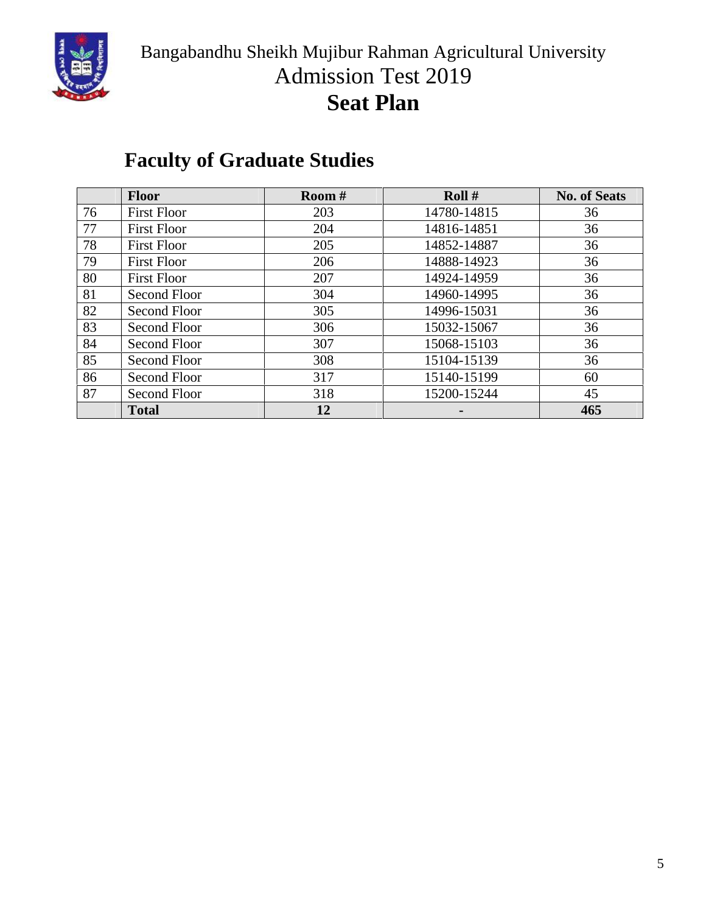Bangabandhu Sheikh Mujibur Rahman Agricultural University

Admission Test 2019

# Seat Plan

## Faculty of Graduate Studies

| | Floor | Room # | Roll # | No. of Seats |
|---|---|---|---|---|
| 76 | First Floor | 203 | 14780-14815 | 36 |
| 77 | First Floor | 204 | 14816-14851 | 36 |
| 78 | First Floor | 205 | 14852-14887 | 36 |
| 79 | First Floor | 206 | 14888-14923 | 36 |
| 80 | First Floor | 207 | 14924-14959 | 36 |
| 81 | Second Floor | 304 | 14960-14995 | 36 |
| 82 | Second Floor | 305 | 14996-15031 | 36 |
| 83 | Second Floor | 306 | 15032-15067 | 36 |
| 84 | Second Floor | 307 | 15068-15103 | 36 |
| 85 | Second Floor | 308 | 15104-15139 | 36 |
| 86 | Second Floor | 317 | 15140-15199 | 60 |
| 87 | Second Floor | 318 | 15200-15244 | 45 |
| | **Total** | **12** | **-** | **465** |